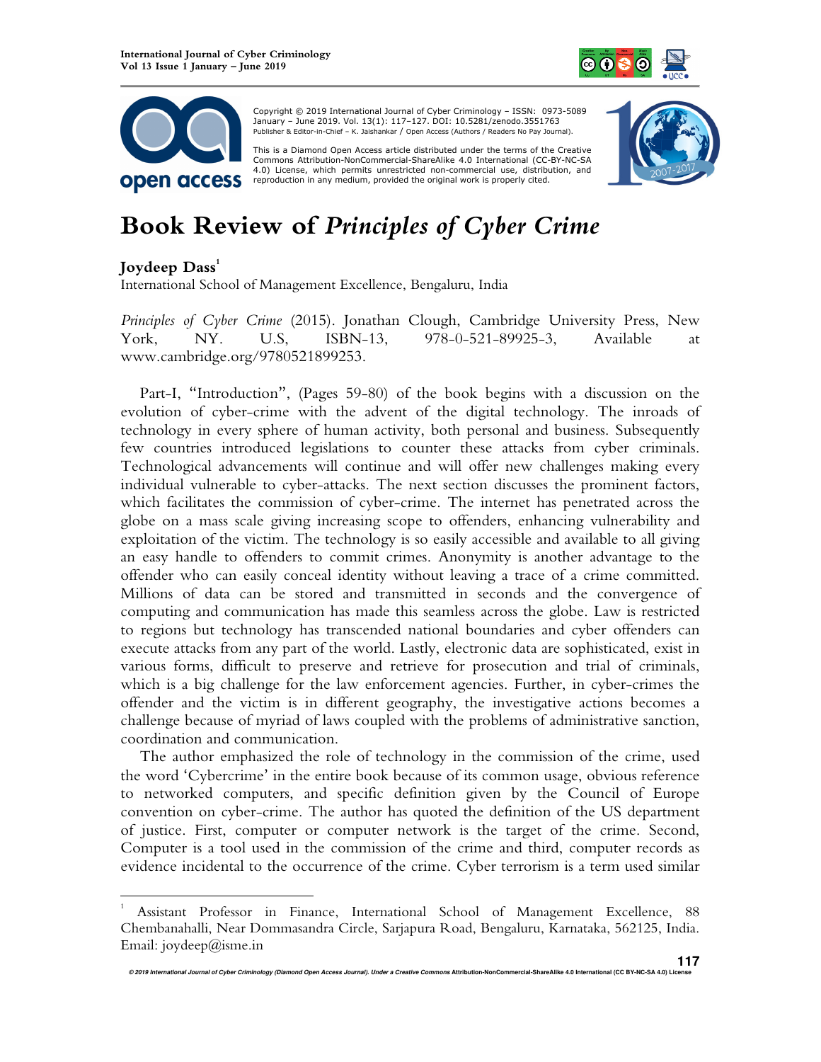Copyright © 2019 International Journal of Cyber Criminology – ISSN: 0973-5089 January – June 2019. Vol. 13(1): 117–127. DOI: 10.5281/zenodo.3551763
Publisher & Editor-in-Chief – K. Jaishankar / Open Access (Authors / Readers No Pay Journal).

This is a Diamond Open Access article distributed under the terms of the Creative Commons Attribution-NonCommercial-ShareAlike 4.0 International (CC-BY-NC-SA 4.0) License, which permits unrestricted non-commercial use, distribution, and reproduction in any medium, provided the original work is properly cited.

# Book Review of *Principles of Cyber Crime*

**Joydeep Dass**[1]
International School of Management Excellence, Bengaluru, India

*Principles of Cyber Crime* (2015). Jonathan Clough, Cambridge University Press, New York, NY. U.S, ISBN-13, 978-0-521-89925-3, Available at www.cambridge.org/9780521899253.

Part-I, "Introduction", (Pages 59-80) of the book begins with a discussion on the evolution of cyber-crime with the advent of the digital technology. The inroads of technology in every sphere of human activity, both personal and business. Subsequently few countries introduced legislations to counter these attacks from cyber criminals. Technological advancements will continue and will offer new challenges making every individual vulnerable to cyber-attacks. The next section discusses the prominent factors, which facilitates the commission of cyber-crime. The internet has penetrated across the globe on a mass scale giving increasing scope to offenders, enhancing vulnerability and exploitation of the victim. The technology is so easily accessible and available to all giving an easy handle to offenders to commit crimes. Anonymity is another advantage to the offender who can easily conceal identity without leaving a trace of a crime committed. Millions of data can be stored and transmitted in seconds and the convergence of computing and communication has made this seamless across the globe. Law is restricted to regions but technology has transcended national boundaries and cyber offenders can execute attacks from any part of the world. Lastly, electronic data are sophisticated, exist in various forms, difficult to preserve and retrieve for prosecution and trial of criminals, which is a big challenge for the law enforcement agencies. Further, in cyber-crimes the offender and the victim is in different geography, the investigative actions becomes a challenge because of myriad of laws coupled with the problems of administrative sanction, coordination and communication.

The author emphasized the role of technology in the commission of the crime, used the word 'Cybercrime' in the entire book because of its common usage, obvious reference to networked computers, and specific definition given by the Council of Europe convention on cyber-crime. The author has quoted the definition of the US department of justice. First, computer or computer network is the target of the crime. Second, Computer is a tool used in the commission of the crime and third, computer records as evidence incidental to the occurrence of the crime. Cyber terrorism is a term used similar

---

[1] Assistant Professor in Finance, International School of Management Excellence, 88 Chembanahalli, Near Dommasandra Circle, Sarjapura Road, Bengaluru, Karnataka, 562125, India. Email: joydeep@isme.in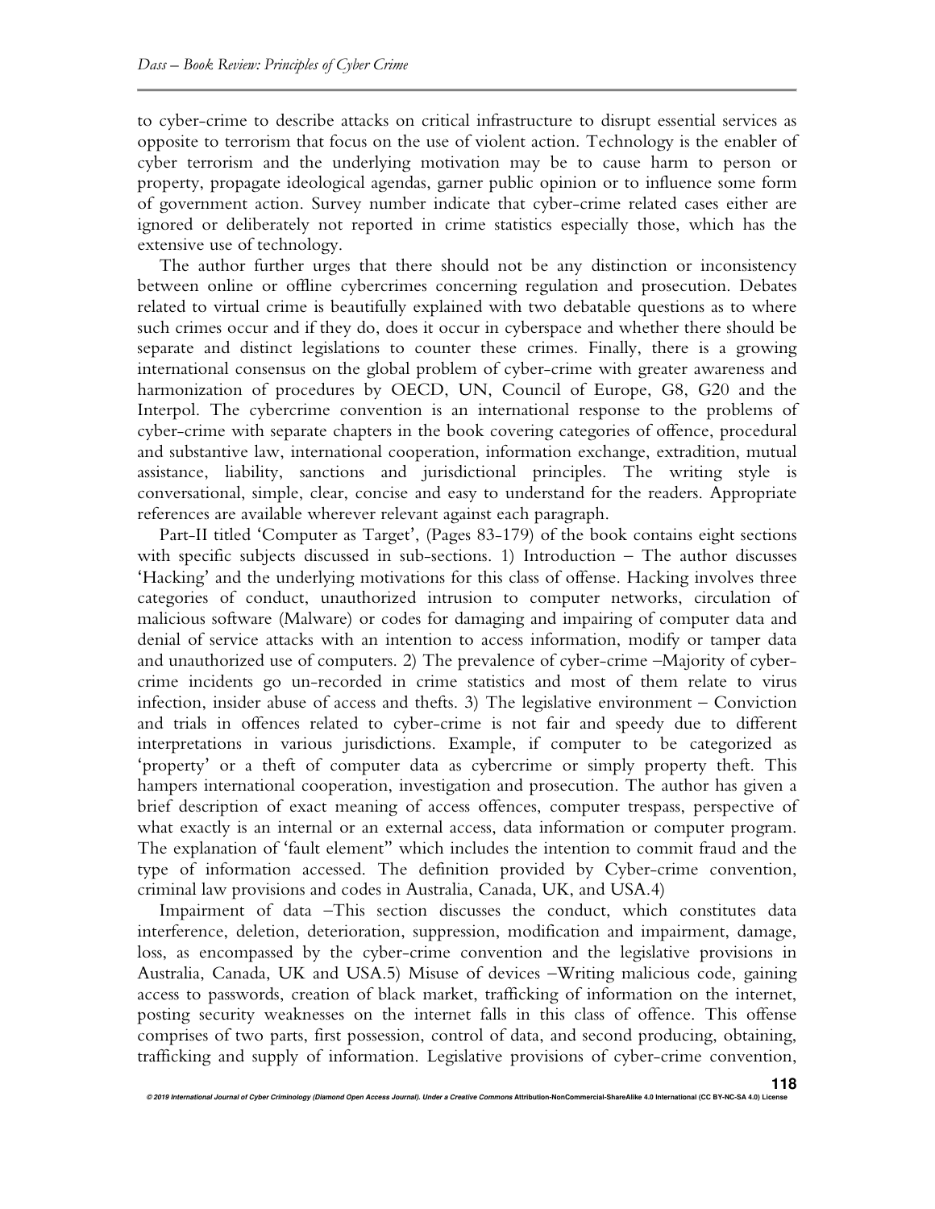to cyber-crime to describe attacks on critical infrastructure to disrupt essential services as opposite to terrorism that focus on the use of violent action. Technology is the enabler of cyber terrorism and the underlying motivation may be to cause harm to person or property, propagate ideological agendas, garner public opinion or to influence some form of government action. Survey number indicate that cyber-crime related cases either are ignored or deliberately not reported in crime statistics especially those, which has the extensive use of technology.

The author further urges that there should not be any distinction or inconsistency between online or offline cybercrimes concerning regulation and prosecution. Debates related to virtual crime is beautifully explained with two debatable questions as to where such crimes occur and if they do, does it occur in cyberspace and whether there should be separate and distinct legislations to counter these crimes. Finally, there is a growing international consensus on the global problem of cyber-crime with greater awareness and harmonization of procedures by OECD, UN, Council of Europe, G8, G20 and the Interpol. The cybercrime convention is an international response to the problems of cyber-crime with separate chapters in the book covering categories of offence, procedural and substantive law, international cooperation, information exchange, extradition, mutual assistance, liability, sanctions and jurisdictional principles. The writing style is conversational, simple, clear, concise and easy to understand for the readers. Appropriate references are available wherever relevant against each paragraph.

Part-II titled 'Computer as Target', (Pages 83-179) of the book contains eight sections with specific subjects discussed in sub-sections. 1) Introduction – The author discusses 'Hacking' and the underlying motivations for this class of offense. Hacking involves three categories of conduct, unauthorized intrusion to computer networks, circulation of malicious software (Malware) or codes for damaging and impairing of computer data and denial of service attacks with an intention to access information, modify or tamper data and unauthorized use of computers. 2) The prevalence of cyber-crime –Majority of cyber-crime incidents go un-recorded in crime statistics and most of them relate to virus infection, insider abuse of access and thefts. 3) The legislative environment – Conviction and trials in offences related to cyber-crime is not fair and speedy due to different interpretations in various jurisdictions. Example, if computer to be categorized as 'property' or a theft of computer data as cybercrime or simply property theft. This hampers international cooperation, investigation and prosecution. The author has given a brief description of exact meaning of access offences, computer trespass, perspective of what exactly is an internal or an external access, data information or computer program. The explanation of 'fault element" which includes the intention to commit fraud and the type of information accessed. The definition provided by Cyber-crime convention, criminal law provisions and codes in Australia, Canada, UK, and USA.4)

Impairment of data –This section discusses the conduct, which constitutes data interference, deletion, deterioration, suppression, modification and impairment, damage, loss, as encompassed by the cyber-crime convention and the legislative provisions in Australia, Canada, UK and USA.5) Misuse of devices –Writing malicious code, gaining access to passwords, creation of black market, trafficking of information on the internet, posting security weaknesses on the internet falls in this class of offence. This offense comprises of two parts, first possession, control of data, and second producing, obtaining, trafficking and supply of information. Legislative provisions of cyber-crime convention,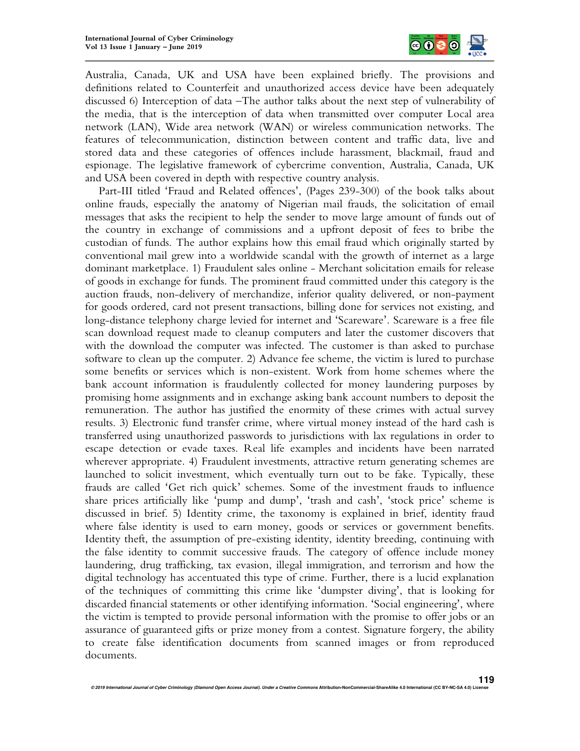Australia, Canada, UK and USA have been explained briefly. The provisions and definitions related to Counterfeit and unauthorized access device have been adequately discussed 6) Interception of data –The author talks about the next step of vulnerability of the media, that is the interception of data when transmitted over computer Local area network (LAN), Wide area network (WAN) or wireless communication networks. The features of telecommunication, distinction between content and traffic data, live and stored data and these categories of offences include harassment, blackmail, fraud and espionage. The legislative framework of cybercrime convention, Australia, Canada, UK and USA been covered in depth with respective country analysis.

Part-III titled 'Fraud and Related offences', (Pages 239-300) of the book talks about online frauds, especially the anatomy of Nigerian mail frauds, the solicitation of email messages that asks the recipient to help the sender to move large amount of funds out of the country in exchange of commissions and a upfront deposit of fees to bribe the custodian of funds. The author explains how this email fraud which originally started by conventional mail grew into a worldwide scandal with the growth of internet as a large dominant marketplace. 1) Fraudulent sales online - Merchant solicitation emails for release of goods in exchange for funds. The prominent fraud committed under this category is the auction frauds, non-delivery of merchandize, inferior quality delivered, or non-payment for goods ordered, card not present transactions, billing done for services not existing, and long-distance telephony charge levied for internet and 'Scareware'. Scareware is a free file scan download request made to cleanup computers and later the customer discovers that with the download the computer was infected. The customer is than asked to purchase software to clean up the computer. 2) Advance fee scheme, the victim is lured to purchase some benefits or services which is non-existent. Work from home schemes where the bank account information is fraudulently collected for money laundering purposes by promising home assignments and in exchange asking bank account numbers to deposit the remuneration. The author has justified the enormity of these crimes with actual survey results. 3) Electronic fund transfer crime, where virtual money instead of the hard cash is transferred using unauthorized passwords to jurisdictions with lax regulations in order to escape detection or evade taxes. Real life examples and incidents have been narrated wherever appropriate. 4) Fraudulent investments, attractive return generating schemes are launched to solicit investment, which eventually turn out to be fake. Typically, these frauds are called 'Get rich quick' schemes. Some of the investment frauds to influence share prices artificially like 'pump and dump', 'trash and cash', 'stock price' scheme is discussed in brief. 5) Identity crime, the taxonomy is explained in brief, identity fraud where false identity is used to earn money, goods or services or government benefits. Identity theft, the assumption of pre-existing identity, identity breeding, continuing with the false identity to commit successive frauds. The category of offence include money laundering, drug trafficking, tax evasion, illegal immigration, and terrorism and how the digital technology has accentuated this type of crime. Further, there is a lucid explanation of the techniques of committing this crime like 'dumpster diving', that is looking for discarded financial statements or other identifying information. 'Social engineering', where the victim is tempted to provide personal information with the promise to offer jobs or an assurance of guaranteed gifts or prize money from a contest. Signature forgery, the ability to create false identification documents from scanned images or from reproduced documents.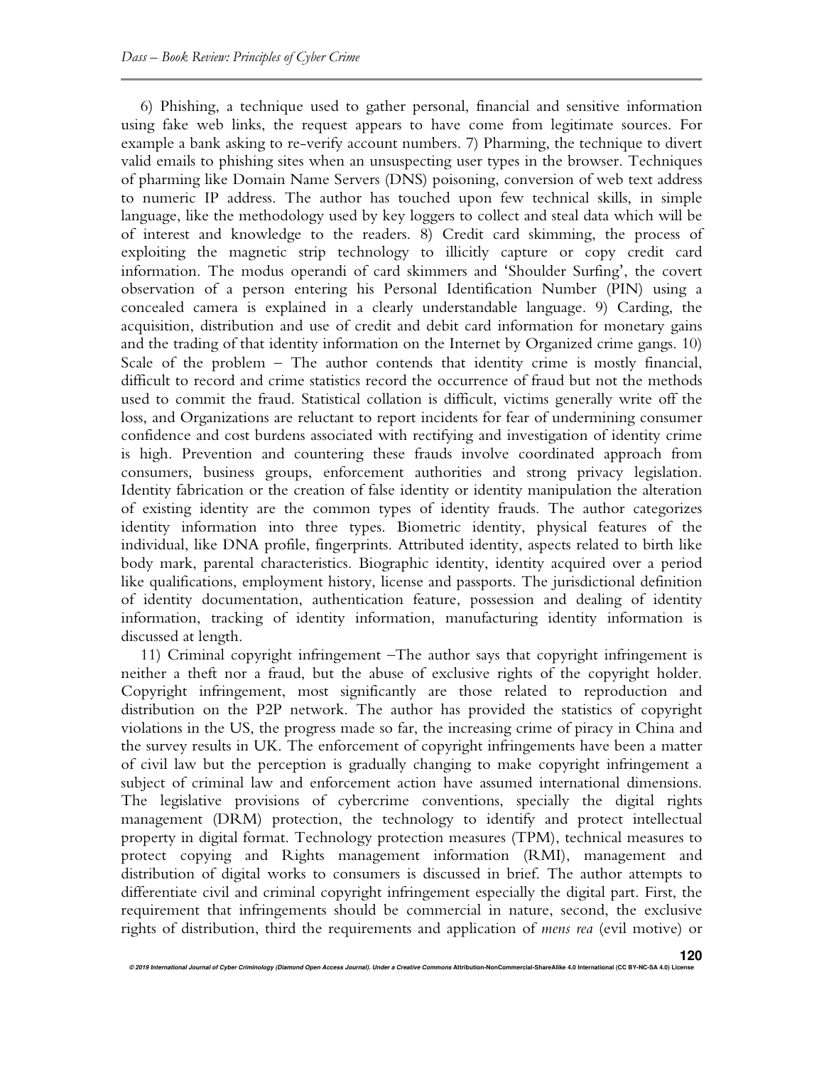6) Phishing, a technique used to gather personal, financial and sensitive information using fake web links, the request appears to have come from legitimate sources. For example a bank asking to re-verify account numbers. 7) Pharming, the technique to divert valid emails to phishing sites when an unsuspecting user types in the browser. Techniques of pharming like Domain Name Servers (DNS) poisoning, conversion of web text address to numeric IP address. The author has touched upon few technical skills, in simple language, like the methodology used by key loggers to collect and steal data which will be of interest and knowledge to the readers. 8) Credit card skimming, the process of exploiting the magnetic strip technology to illicitly capture or copy credit card information. The modus operandi of card skimmers and 'Shoulder Surfing', the covert observation of a person entering his Personal Identification Number (PIN) using a concealed camera is explained in a clearly understandable language. 9) Carding, the acquisition, distribution and use of credit and debit card information for monetary gains and the trading of that identity information on the Internet by Organized crime gangs. 10) Scale of the problem – The author contends that identity crime is mostly financial, difficult to record and crime statistics record the occurrence of fraud but not the methods used to commit the fraud. Statistical collation is difficult, victims generally write off the loss, and Organizations are reluctant to report incidents for fear of undermining consumer confidence and cost burdens associated with rectifying and investigation of identity crime is high. Prevention and countering these frauds involve coordinated approach from consumers, business groups, enforcement authorities and strong privacy legislation. Identity fabrication or the creation of false identity or identity manipulation the alteration of existing identity are the common types of identity frauds. The author categorizes identity information into three types. Biometric identity, physical features of the individual, like DNA profile, fingerprints. Attributed identity, aspects related to birth like body mark, parental characteristics. Biographic identity, identity acquired over a period like qualifications, employment history, license and passports. The jurisdictional definition of identity documentation, authentication feature, possession and dealing of identity information, tracking of identity information, manufacturing identity information is discussed at length.

11) Criminal copyright infringement –The author says that copyright infringement is neither a theft nor a fraud, but the abuse of exclusive rights of the copyright holder. Copyright infringement, most significantly are those related to reproduction and distribution on the P2P network. The author has provided the statistics of copyright violations in the US, the progress made so far, the increasing crime of piracy in China and the survey results in UK. The enforcement of copyright infringements have been a matter of civil law but the perception is gradually changing to make copyright infringement a subject of criminal law and enforcement action have assumed international dimensions. The legislative provisions of cybercrime conventions, specially the digital rights management (DRM) protection, the technology to identify and protect intellectual property in digital format. Technology protection measures (TPM), technical measures to protect copying and Rights management information (RMI), management and distribution of digital works to consumers is discussed in brief. The author attempts to differentiate civil and criminal copyright infringement especially the digital part. First, the requirement that infringements should be commercial in nature, second, the exclusive rights of distribution, third the requirements and application of *mens rea* (evil motive) or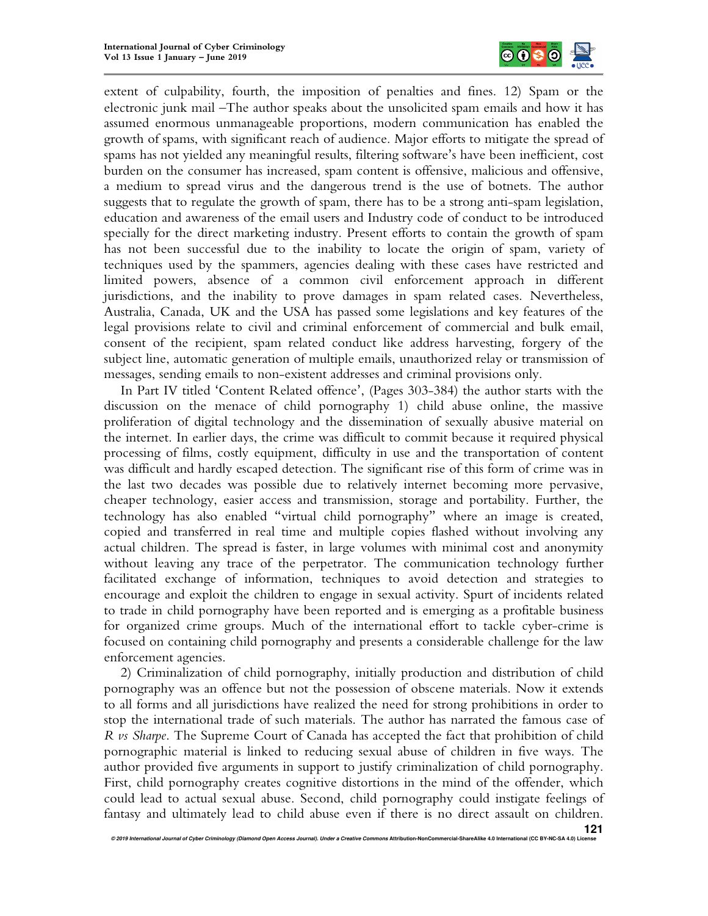extent of culpability, fourth, the imposition of penalties and fines. 12) Spam or the electronic junk mail –The author speaks about the unsolicited spam emails and how it has assumed enormous unmanageable proportions, modern communication has enabled the growth of spams, with significant reach of audience. Major efforts to mitigate the spread of spams has not yielded any meaningful results, filtering software's have been inefficient, cost burden on the consumer has increased, spam content is offensive, malicious and offensive, a medium to spread virus and the dangerous trend is the use of botnets. The author suggests that to regulate the growth of spam, there has to be a strong anti-spam legislation, education and awareness of the email users and Industry code of conduct to be introduced specially for the direct marketing industry. Present efforts to contain the growth of spam has not been successful due to the inability to locate the origin of spam, variety of techniques used by the spammers, agencies dealing with these cases have restricted and limited powers, absence of a common civil enforcement approach in different jurisdictions, and the inability to prove damages in spam related cases. Nevertheless, Australia, Canada, UK and the USA has passed some legislations and key features of the legal provisions relate to civil and criminal enforcement of commercial and bulk email, consent of the recipient, spam related conduct like address harvesting, forgery of the subject line, automatic generation of multiple emails, unauthorized relay or transmission of messages, sending emails to non-existent addresses and criminal provisions only.

In Part IV titled 'Content Related offence', (Pages 303-384) the author starts with the discussion on the menace of child pornography 1) child abuse online, the massive proliferation of digital technology and the dissemination of sexually abusive material on the internet. In earlier days, the crime was difficult to commit because it required physical processing of films, costly equipment, difficulty in use and the transportation of content was difficult and hardly escaped detection. The significant rise of this form of crime was in the last two decades was possible due to relatively internet becoming more pervasive, cheaper technology, easier access and transmission, storage and portability. Further, the technology has also enabled "virtual child pornography" where an image is created, copied and transferred in real time and multiple copies flashed without involving any actual children. The spread is faster, in large volumes with minimal cost and anonymity without leaving any trace of the perpetrator. The communication technology further facilitated exchange of information, techniques to avoid detection and strategies to encourage and exploit the children to engage in sexual activity. Spurt of incidents related to trade in child pornography have been reported and is emerging as a profitable business for organized crime groups. Much of the international effort to tackle cyber-crime is focused on containing child pornography and presents a considerable challenge for the law enforcement agencies.

2) Criminalization of child pornography, initially production and distribution of child pornography was an offence but not the possession of obscene materials. Now it extends to all forms and all jurisdictions have realized the need for strong prohibitions in order to stop the international trade of such materials. The author has narrated the famous case of *R vs Sharpe*. The Supreme Court of Canada has accepted the fact that prohibition of child pornographic material is linked to reducing sexual abuse of children in five ways. The author provided five arguments in support to justify criminalization of child pornography. First, child pornography creates cognitive distortions in the mind of the offender, which could lead to actual sexual abuse. Second, child pornography could instigate feelings of fantasy and ultimately lead to child abuse even if there is no direct assault on children.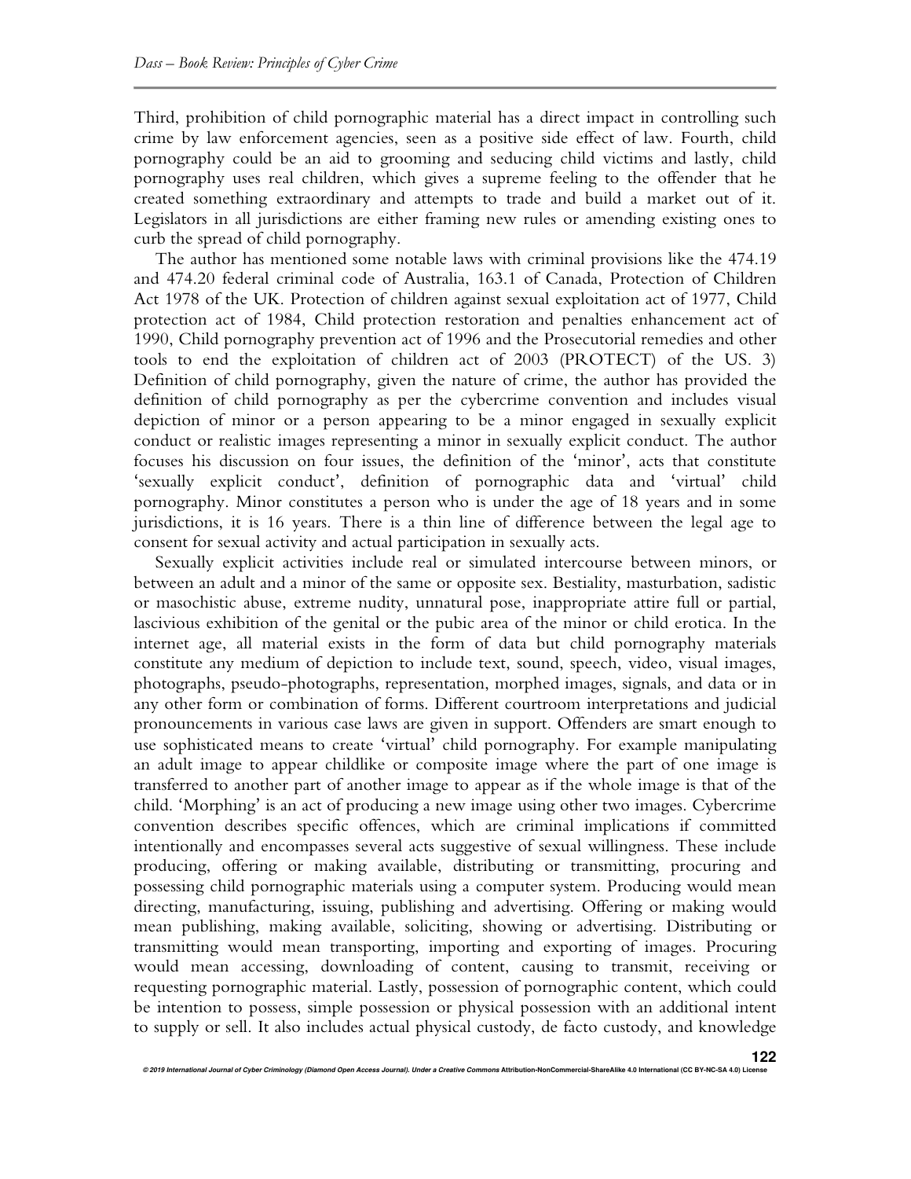Third, prohibition of child pornographic material has a direct impact in controlling such crime by law enforcement agencies, seen as a positive side effect of law. Fourth, child pornography could be an aid to grooming and seducing child victims and lastly, child pornography uses real children, which gives a supreme feeling to the offender that he created something extraordinary and attempts to trade and build a market out of it. Legislators in all jurisdictions are either framing new rules or amending existing ones to curb the spread of child pornography.

The author has mentioned some notable laws with criminal provisions like the 474.19 and 474.20 federal criminal code of Australia, 163.1 of Canada, Protection of Children Act 1978 of the UK. Protection of children against sexual exploitation act of 1977, Child protection act of 1984, Child protection restoration and penalties enhancement act of 1990, Child pornography prevention act of 1996 and the Prosecutorial remedies and other tools to end the exploitation of children act of 2003 (PROTECT) of the US. 3) Definition of child pornography, given the nature of crime, the author has provided the definition of child pornography as per the cybercrime convention and includes visual depiction of minor or a person appearing to be a minor engaged in sexually explicit conduct or realistic images representing a minor in sexually explicit conduct. The author focuses his discussion on four issues, the definition of the 'minor', acts that constitute 'sexually explicit conduct', definition of pornographic data and 'virtual' child pornography. Minor constitutes a person who is under the age of 18 years and in some jurisdictions, it is 16 years. There is a thin line of difference between the legal age to consent for sexual activity and actual participation in sexually acts.

Sexually explicit activities include real or simulated intercourse between minors, or between an adult and a minor of the same or opposite sex. Bestiality, masturbation, sadistic or masochistic abuse, extreme nudity, unnatural pose, inappropriate attire full or partial, lascivious exhibition of the genital or the pubic area of the minor or child erotica. In the internet age, all material exists in the form of data but child pornography materials constitute any medium of depiction to include text, sound, speech, video, visual images, photographs, pseudo-photographs, representation, morphed images, signals, and data or in any other form or combination of forms. Different courtroom interpretations and judicial pronouncements in various case laws are given in support. Offenders are smart enough to use sophisticated means to create 'virtual' child pornography. For example manipulating an adult image to appear childlike or composite image where the part of one image is transferred to another part of another image to appear as if the whole image is that of the child. 'Morphing' is an act of producing a new image using other two images. Cybercrime convention describes specific offences, which are criminal implications if committed intentionally and encompasses several acts suggestive of sexual willingness. These include producing, offering or making available, distributing or transmitting, procuring and possessing child pornographic materials using a computer system. Producing would mean directing, manufacturing, issuing, publishing and advertising. Offering or making would mean publishing, making available, soliciting, showing or advertising. Distributing or transmitting would mean transporting, importing and exporting of images. Procuring would mean accessing, downloading of content, causing to transmit, receiving or requesting pornographic material. Lastly, possession of pornographic content, which could be intention to possess, simple possession or physical possession with an additional intent to supply or sell. It also includes actual physical custody, de facto custody, and knowledge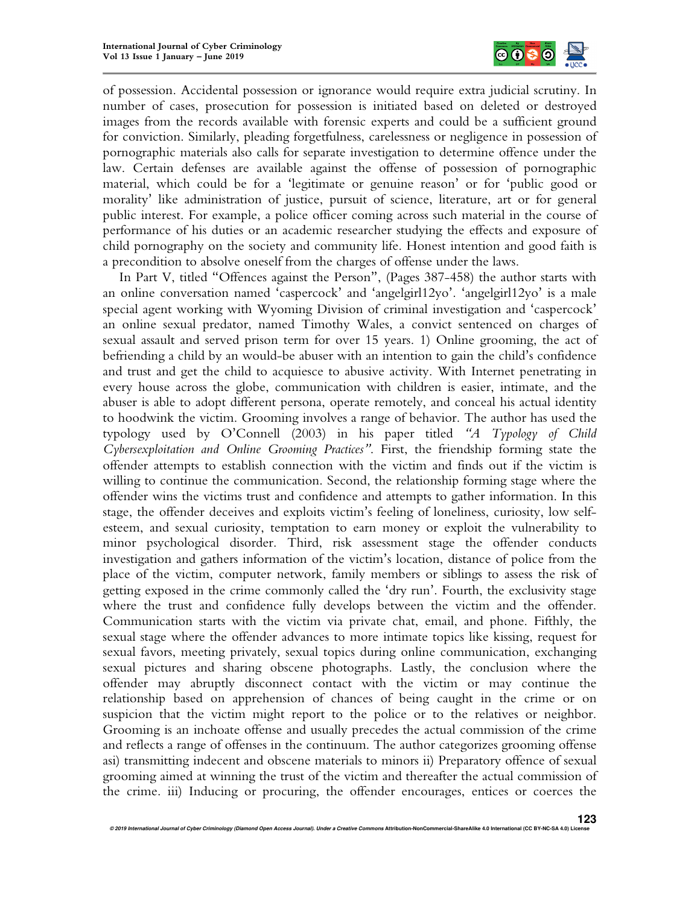of possession. Accidental possession or ignorance would require extra judicial scrutiny. In number of cases, prosecution for possession is initiated based on deleted or destroyed images from the records available with forensic experts and could be a sufficient ground for conviction. Similarly, pleading forgetfulness, carelessness or negligence in possession of pornographic materials also calls for separate investigation to determine offence under the law. Certain defenses are available against the offense of possession of pornographic material, which could be for a 'legitimate or genuine reason' or for 'public good or morality' like administration of justice, pursuit of science, literature, art or for general public interest. For example, a police officer coming across such material in the course of performance of his duties or an academic researcher studying the effects and exposure of child pornography on the society and community life. Honest intention and good faith is a precondition to absolve oneself from the charges of offense under the laws.

In Part V, titled "Offences against the Person", (Pages 387-458) the author starts with an online conversation named 'caspercock' and 'angelgirl12yo'. 'angelgirl12yo' is a male special agent working with Wyoming Division of criminal investigation and 'caspercock' an online sexual predator, named Timothy Wales, a convict sentenced on charges of sexual assault and served prison term for over 15 years. 1) Online grooming, the act of befriending a child by an would-be abuser with an intention to gain the child's confidence and trust and get the child to acquiesce to abusive activity. With Internet penetrating in every house across the globe, communication with children is easier, intimate, and the abuser is able to adopt different persona, operate remotely, and conceal his actual identity to hoodwink the victim. Grooming involves a range of behavior. The author has used the typology used by O'Connell (2003) in his paper titled *"A Typology of Child Cybersexploitation and Online Grooming Practices"*. First, the friendship forming state the offender attempts to establish connection with the victim and finds out if the victim is willing to continue the communication. Second, the relationship forming stage where the offender wins the victims trust and confidence and attempts to gather information. In this stage, the offender deceives and exploits victim's feeling of loneliness, curiosity, low self-esteem, and sexual curiosity, temptation to earn money or exploit the vulnerability to minor psychological disorder. Third, risk assessment stage the offender conducts investigation and gathers information of the victim's location, distance of police from the place of the victim, computer network, family members or siblings to assess the risk of getting exposed in the crime commonly called the 'dry run'. Fourth, the exclusivity stage where the trust and confidence fully develops between the victim and the offender. Communication starts with the victim via private chat, email, and phone. Fifthly, the sexual stage where the offender advances to more intimate topics like kissing, request for sexual favors, meeting privately, sexual topics during online communication, exchanging sexual pictures and sharing obscene photographs. Lastly, the conclusion where the offender may abruptly disconnect contact with the victim or may continue the relationship based on apprehension of chances of being caught in the crime or on suspicion that the victim might report to the police or to the relatives or neighbor. Grooming is an inchoate offense and usually precedes the actual commission of the crime and reflects a range of offenses in the continuum. The author categorizes grooming offense asi) transmitting indecent and obscene materials to minors ii) Preparatory offence of sexual grooming aimed at winning the trust of the victim and thereafter the actual commission of the crime. iii) Inducing or procuring, the offender encourages, entices or coerces the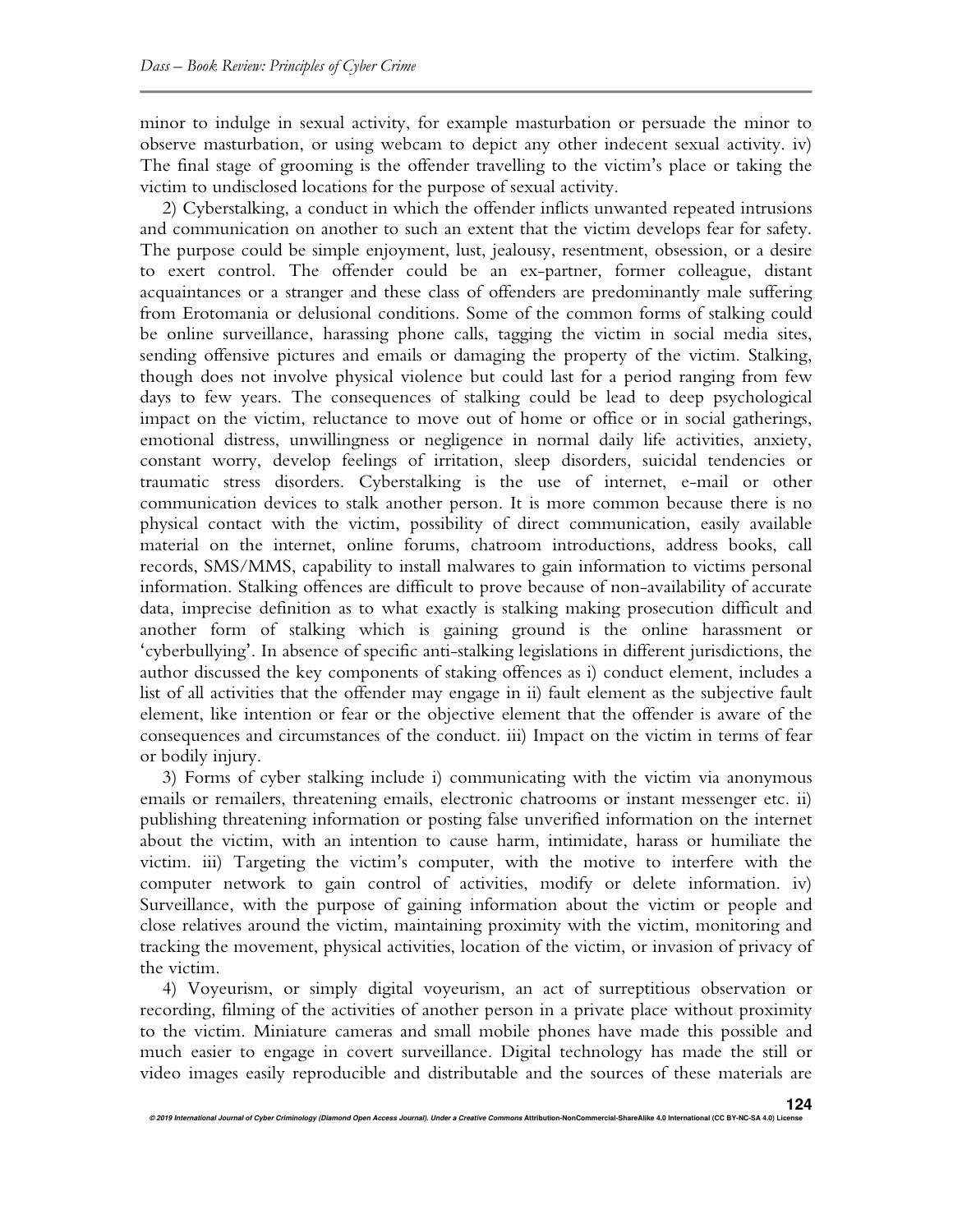minor to indulge in sexual activity, for example masturbation or persuade the minor to observe masturbation, or using webcam to depict any other indecent sexual activity. iv) The final stage of grooming is the offender travelling to the victim's place or taking the victim to undisclosed locations for the purpose of sexual activity.

2) Cyberstalking, a conduct in which the offender inflicts unwanted repeated intrusions and communication on another to such an extent that the victim develops fear for safety. The purpose could be simple enjoyment, lust, jealousy, resentment, obsession, or a desire to exert control. The offender could be an ex-partner, former colleague, distant acquaintances or a stranger and these class of offenders are predominantly male suffering from Erotomania or delusional conditions. Some of the common forms of stalking could be online surveillance, harassing phone calls, tagging the victim in social media sites, sending offensive pictures and emails or damaging the property of the victim. Stalking, though does not involve physical violence but could last for a period ranging from few days to few years. The consequences of stalking could be lead to deep psychological impact on the victim, reluctance to move out of home or office or in social gatherings, emotional distress, unwillingness or negligence in normal daily life activities, anxiety, constant worry, develop feelings of irritation, sleep disorders, suicidal tendencies or traumatic stress disorders. Cyberstalking is the use of internet, e-mail or other communication devices to stalk another person. It is more common because there is no physical contact with the victim, possibility of direct communication, easily available material on the internet, online forums, chatroom introductions, address books, call records, SMS/MMS, capability to install malwares to gain information to victims personal information. Stalking offences are difficult to prove because of non-availability of accurate data, imprecise definition as to what exactly is stalking making prosecution difficult and another form of stalking which is gaining ground is the online harassment or 'cyberbullying'. In absence of specific anti-stalking legislations in different jurisdictions, the author discussed the key components of staking offences as i) conduct element, includes a list of all activities that the offender may engage in ii) fault element as the subjective fault element, like intention or fear or the objective element that the offender is aware of the consequences and circumstances of the conduct. iii) Impact on the victim in terms of fear or bodily injury.

3) Forms of cyber stalking include i) communicating with the victim via anonymous emails or remailers, threatening emails, electronic chatrooms or instant messenger etc. ii) publishing threatening information or posting false unverified information on the internet about the victim, with an intention to cause harm, intimidate, harass or humiliate the victim. iii) Targeting the victim's computer, with the motive to interfere with the computer network to gain control of activities, modify or delete information. iv) Surveillance, with the purpose of gaining information about the victim or people and close relatives around the victim, maintaining proximity with the victim, monitoring and tracking the movement, physical activities, location of the victim, or invasion of privacy of the victim.

4) Voyeurism, or simply digital voyeurism, an act of surreptitious observation or recording, filming of the activities of another person in a private place without proximity to the victim. Miniature cameras and small mobile phones have made this possible and much easier to engage in covert surveillance. Digital technology has made the still or video images easily reproducible and distributable and the sources of these materials are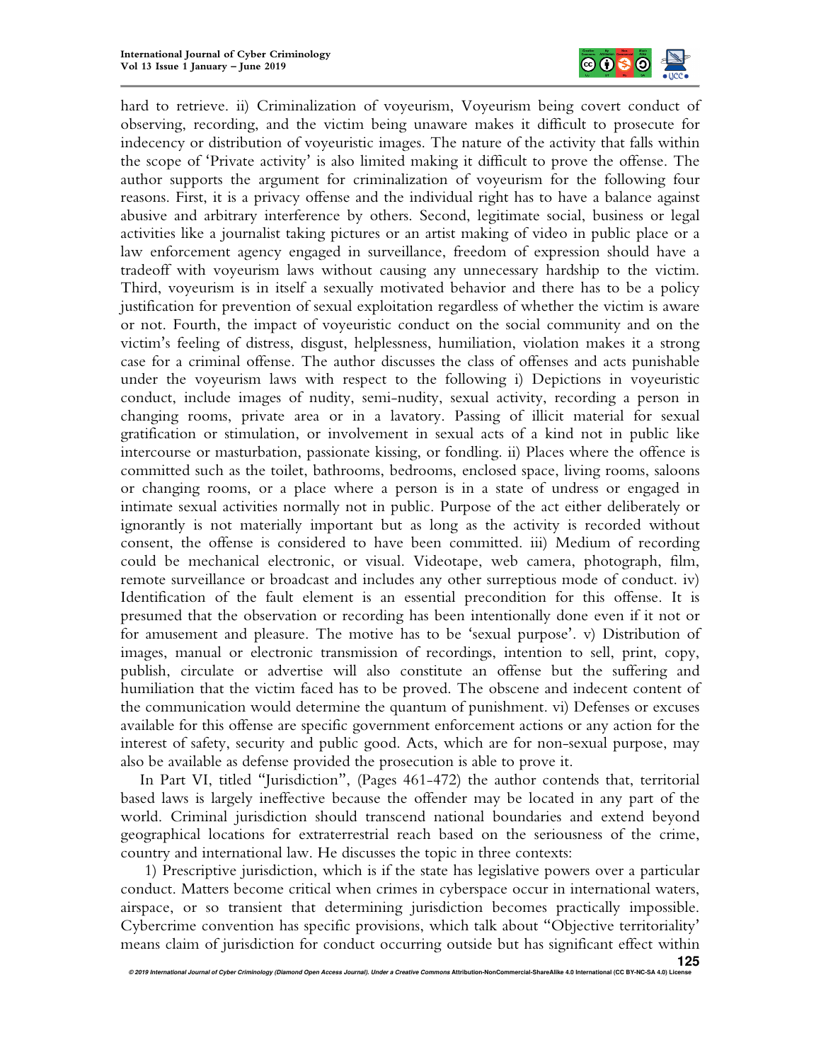hard to retrieve. ii) Criminalization of voyeurism, Voyeurism being covert conduct of observing, recording, and the victim being unaware makes it difficult to prosecute for indecency or distribution of voyeuristic images. The nature of the activity that falls within the scope of 'Private activity' is also limited making it difficult to prove the offense. The author supports the argument for criminalization of voyeurism for the following four reasons. First, it is a privacy offense and the individual right has to have a balance against abusive and arbitrary interference by others. Second, legitimate social, business or legal activities like a journalist taking pictures or an artist making of video in public place or a law enforcement agency engaged in surveillance, freedom of expression should have a tradeoff with voyeurism laws without causing any unnecessary hardship to the victim. Third, voyeurism is in itself a sexually motivated behavior and there has to be a policy justification for prevention of sexual exploitation regardless of whether the victim is aware or not. Fourth, the impact of voyeuristic conduct on the social community and on the victim's feeling of distress, disgust, helplessness, humiliation, violation makes it a strong case for a criminal offense. The author discusses the class of offenses and acts punishable under the voyeurism laws with respect to the following i) Depictions in voyeuristic conduct, include images of nudity, semi-nudity, sexual activity, recording a person in changing rooms, private area or in a lavatory. Passing of illicit material for sexual gratification or stimulation, or involvement in sexual acts of a kind not in public like intercourse or masturbation, passionate kissing, or fondling. ii) Places where the offence is committed such as the toilet, bathrooms, bedrooms, enclosed space, living rooms, saloons or changing rooms, or a place where a person is in a state of undress or engaged in intimate sexual activities normally not in public. Purpose of the act either deliberately or ignorantly is not materially important but as long as the activity is recorded without consent, the offense is considered to have been committed. iii) Medium of recording could be mechanical electronic, or visual. Videotape, web camera, photograph, film, remote surveillance or broadcast and includes any other surreptious mode of conduct. iv) Identification of the fault element is an essential precondition for this offense. It is presumed that the observation or recording has been intentionally done even if it not or for amusement and pleasure. The motive has to be 'sexual purpose'. v) Distribution of images, manual or electronic transmission of recordings, intention to sell, print, copy, publish, circulate or advertise will also constitute an offense but the suffering and humiliation that the victim faced has to be proved. The obscene and indecent content of the communication would determine the quantum of punishment. vi) Defenses or excuses available for this offense are specific government enforcement actions or any action for the interest of safety, security and public good. Acts, which are for non-sexual purpose, may also be available as defense provided the prosecution is able to prove it.

In Part VI, titled "Jurisdiction", (Pages 461-472) the author contends that, territorial based laws is largely ineffective because the offender may be located in any part of the world. Criminal jurisdiction should transcend national boundaries and extend beyond geographical locations for extraterrestrial reach based on the seriousness of the crime, country and international law. He discusses the topic in three contexts:

1) Prescriptive jurisdiction, which is if the state has legislative powers over a particular conduct. Matters become critical when crimes in cyberspace occur in international waters, airspace, or so transient that determining jurisdiction becomes practically impossible. Cybercrime convention has specific provisions, which talk about "Objective territoriality' means claim of jurisdiction for conduct occurring outside but has significant effect within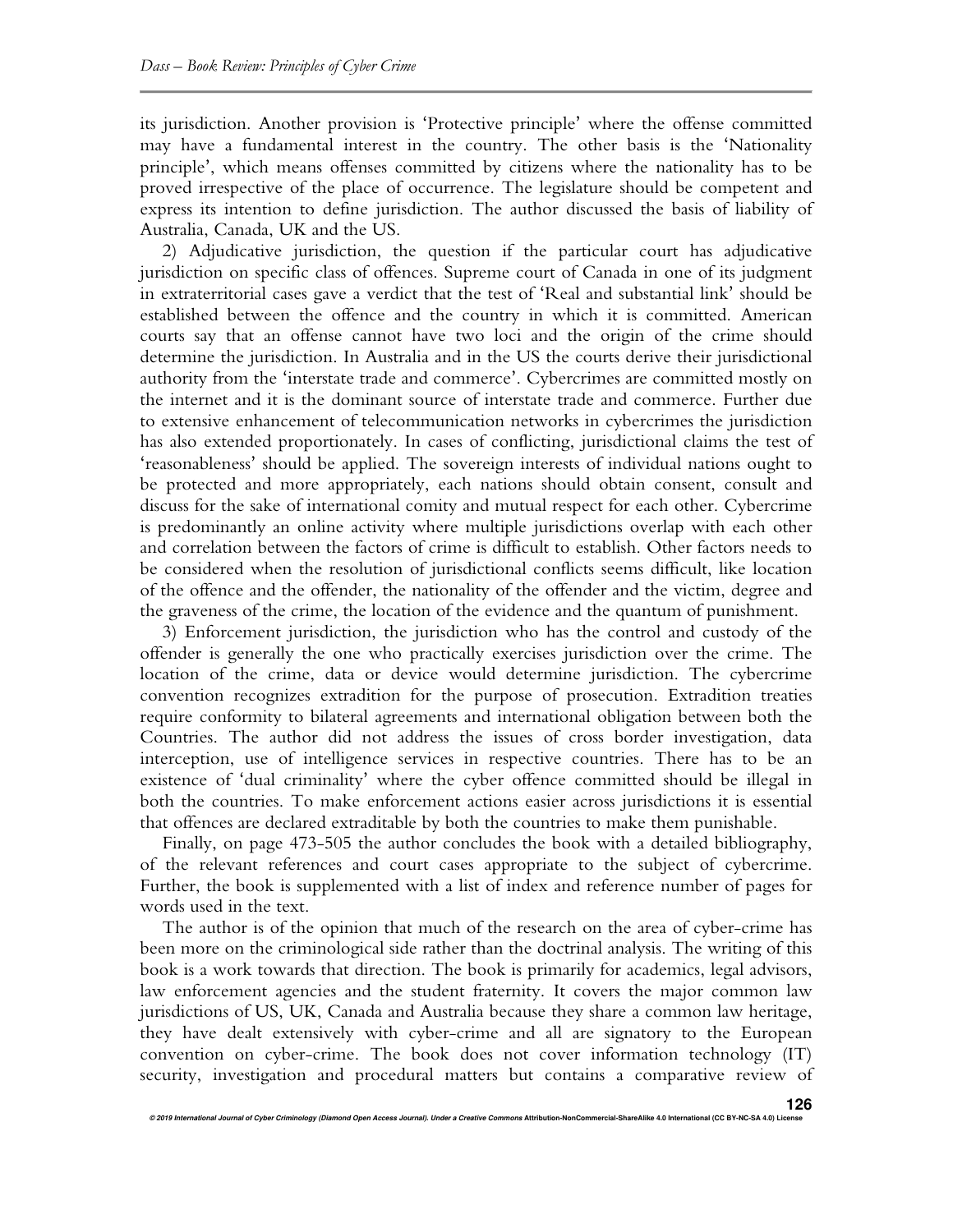its jurisdiction. Another provision is 'Protective principle' where the offense committed may have a fundamental interest in the country. The other basis is the 'Nationality principle', which means offenses committed by citizens where the nationality has to be proved irrespective of the place of occurrence. The legislature should be competent and express its intention to define jurisdiction. The author discussed the basis of liability of Australia, Canada, UK and the US.

2) Adjudicative jurisdiction, the question if the particular court has adjudicative jurisdiction on specific class of offences. Supreme court of Canada in one of its judgment in extraterritorial cases gave a verdict that the test of 'Real and substantial link' should be established between the offence and the country in which it is committed. American courts say that an offense cannot have two loci and the origin of the crime should determine the jurisdiction. In Australia and in the US the courts derive their jurisdictional authority from the 'interstate trade and commerce'. Cybercrimes are committed mostly on the internet and it is the dominant source of interstate trade and commerce. Further due to extensive enhancement of telecommunication networks in cybercrimes the jurisdiction has also extended proportionately. In cases of conflicting, jurisdictional claims the test of 'reasonableness' should be applied. The sovereign interests of individual nations ought to be protected and more appropriately, each nations should obtain consent, consult and discuss for the sake of international comity and mutual respect for each other. Cybercrime is predominantly an online activity where multiple jurisdictions overlap with each other and correlation between the factors of crime is difficult to establish. Other factors needs to be considered when the resolution of jurisdictional conflicts seems difficult, like location of the offence and the offender, the nationality of the offender and the victim, degree and the graveness of the crime, the location of the evidence and the quantum of punishment.

3) Enforcement jurisdiction, the jurisdiction who has the control and custody of the offender is generally the one who practically exercises jurisdiction over the crime. The location of the crime, data or device would determine jurisdiction. The cybercrime convention recognizes extradition for the purpose of prosecution. Extradition treaties require conformity to bilateral agreements and international obligation between both the Countries. The author did not address the issues of cross border investigation, data interception, use of intelligence services in respective countries. There has to be an existence of 'dual criminality' where the cyber offence committed should be illegal in both the countries. To make enforcement actions easier across jurisdictions it is essential that offences are declared extraditable by both the countries to make them punishable.

Finally, on page 473-505 the author concludes the book with a detailed bibliography, of the relevant references and court cases appropriate to the subject of cybercrime. Further, the book is supplemented with a list of index and reference number of pages for words used in the text.

The author is of the opinion that much of the research on the area of cyber-crime has been more on the criminological side rather than the doctrinal analysis. The writing of this book is a work towards that direction. The book is primarily for academics, legal advisors, law enforcement agencies and the student fraternity. It covers the major common law jurisdictions of US, UK, Canada and Australia because they share a common law heritage, they have dealt extensively with cyber-crime and all are signatory to the European convention on cyber-crime. The book does not cover information technology (IT) security, investigation and procedural matters but contains a comparative review of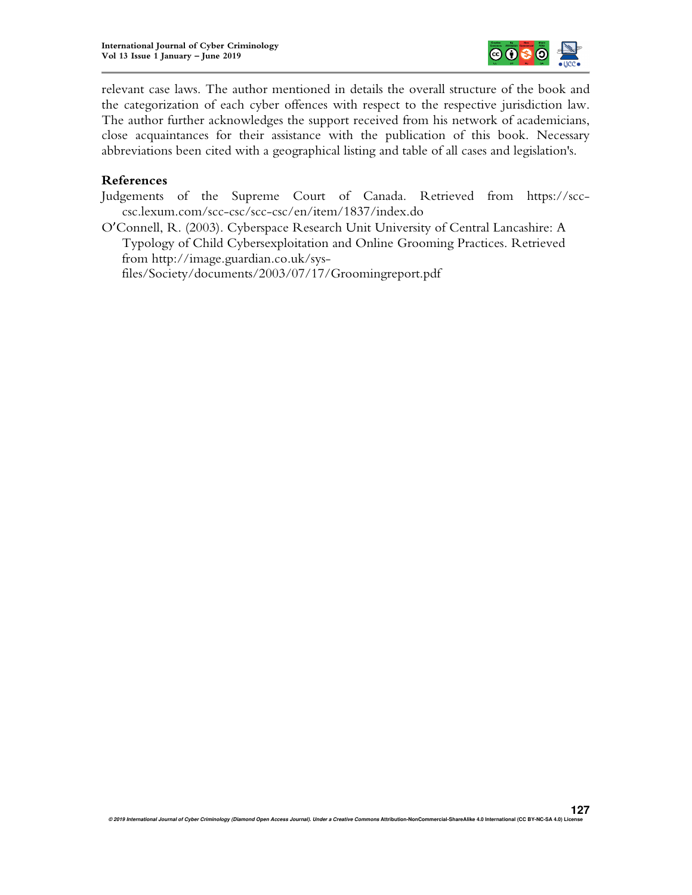relevant case laws. The author mentioned in details the overall structure of the book and the categorization of each cyber offences with respect to the respective jurisdiction law. The author further acknowledges the support received from his network of academicians, close acquaintances for their assistance with the publication of this book. Necessary abbreviations been cited with a geographical listing and table of all cases and legislation's.

## References

Judgements of the Supreme Court of Canada. Retrieved from https://scc-csc.lexum.com/scc-csc/scc-csc/en/item/1837/index.do

O'Connell, R. (2003). Cyberspace Research Unit University of Central Lancashire: A Typology of Child Cybersexploitation and Online Grooming Practices. Retrieved from http://image.guardian.co.uk/sys-files/Society/documents/2003/07/17/Groomingreport.pdf